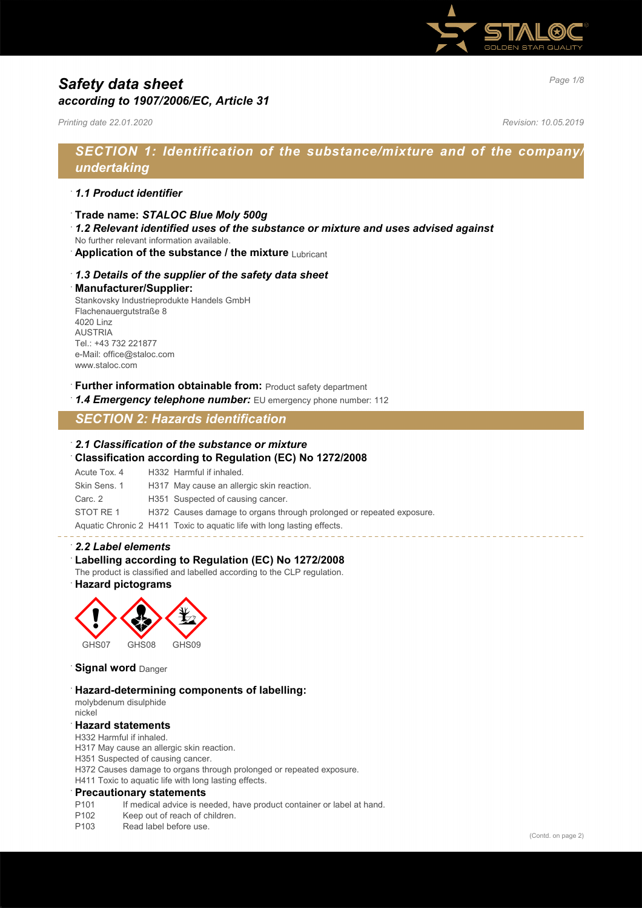# Safety data sheet

## according to 1907/2006/EC, Article 31

*Printing date 22.01.2020* *Revision: 10.05.2019*

## SECTION 1: Identification of the substance/mixture and of the company/undertaking

### 1.1 Product identifier

- **Trade name: *STALOC Blue Moly 500g***
- ***1.2 Relevant identified uses of the substance or mixture and uses advised against***

No further relevant information available.

- **Application of the substance / the mixture** Lubricant

### 1.3 Details of the supplier of the safety data sheet

- **Manufacturer/Supplier:**

Stankovsky Industrieprodukte Handels GmbH
Flachenauergutstraße 8
4020 Linz
AUSTRIA
Tel.: +43 732 221877
e-Mail: office@staloc.com
www.staloc.com

- **Further information obtainable from:** Product safety department
- ***1.4 Emergency telephone number:*** EU emergency phone number: 112

## SECTION 2: Hazards identification

### 2.1 Classification of the substance or mixture

- **Classification according to Regulation (EC) No 1272/2008**

| | |
|---|---|
| Acute Tox. 4 | H332 Harmful if inhaled. |
| Skin Sens. 1 | H317 May cause an allergic skin reaction. |
| Carc. 2 | H351 Suspected of causing cancer. |
| STOT RE 1 | H372 Causes damage to organs through prolonged or repeated exposure. |
| Aquatic Chronic 2 | H411 Toxic to aquatic life with long lasting effects. |

### 2.2 Label elements

- **Labelling according to Regulation (EC) No 1272/2008**

The product is classified and labelled according to the CLP regulation.

- **Hazard pictograms**

GHS07 GHS08 GHS09

- **Signal word** Danger

- **Hazard-determining components of labelling:**

molybdenum disulphide
nickel

- **Hazard statements**

H332 Harmful if inhaled.
H317 May cause an allergic skin reaction.
H351 Suspected of causing cancer.
H372 Causes damage to organs through prolonged or repeated exposure.
H411 Toxic to aquatic life with long lasting effects.

- **Precautionary statements**

| | |
|---|---|
| P101 | If medical advice is needed, have product container or label at hand. |
| P102 | Keep out of reach of children. |
| P103 | Read label before use. |

(Contd. on page 2)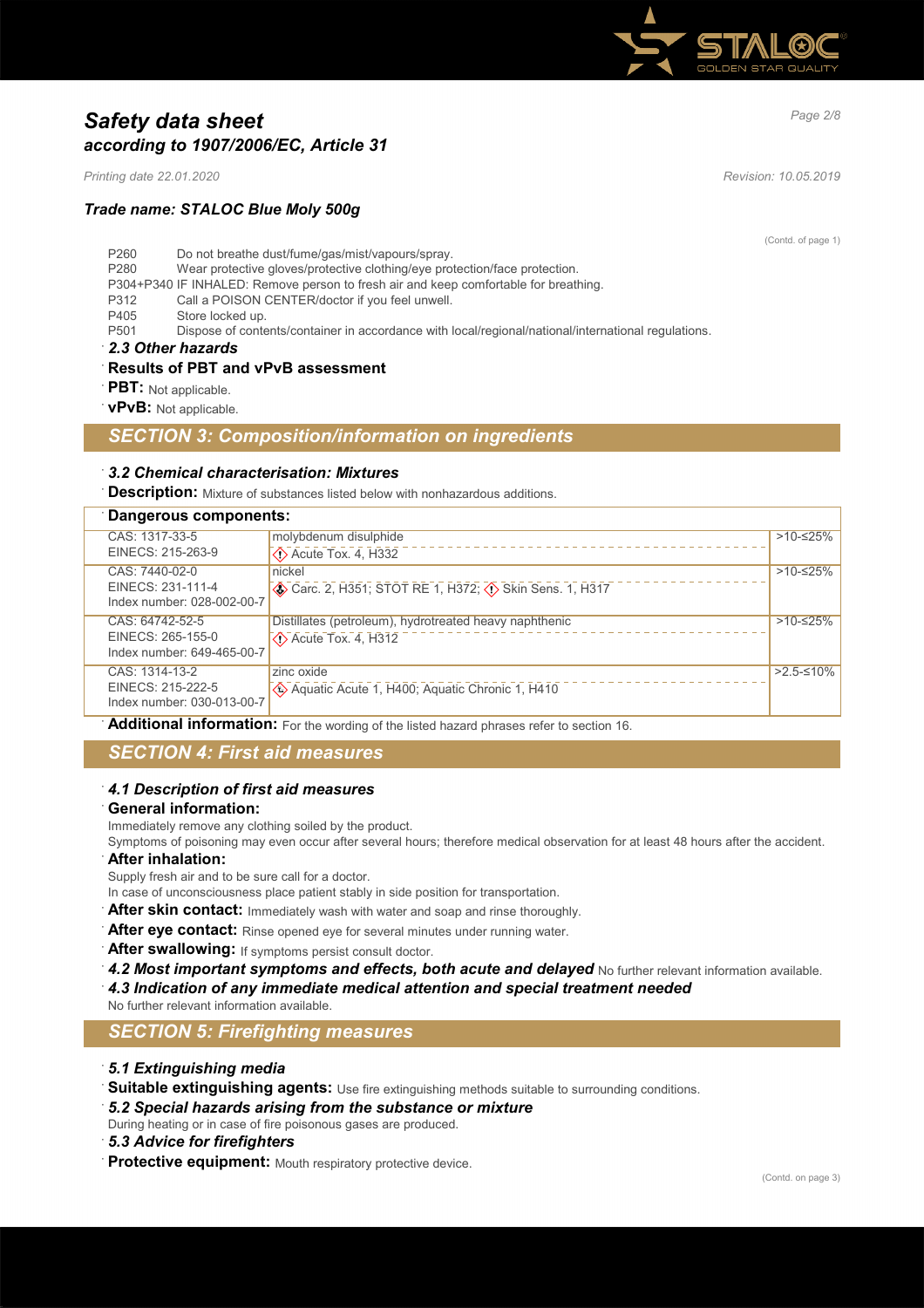(Contd. of page 1)

- P260 Do not breathe dust/fume/gas/mist/vapours/spray.
- P280 Wear protective gloves/protective clothing/eye protection/face protection.
- P304+P340 IF INHALED: Remove person to fresh air and keep comfortable for breathing.
- P312 Call a POISON CENTER/doctor if you feel unwell.
- P405 Store locked up.
- P501 Dispose of contents/container in accordance with local/regional/national/international regulations.

### *2.3 Other hazards*

**Results of PBT and vPvB assessment**

**PBT:** Not applicable.

**vPvB:** Not applicable.

## *SECTION 3: Composition/information on ingredients*

### *3.2 Chemical characterisation: Mixtures*

**Description:** Mixture of substances listed below with nonhazardous additions.

**Dangerous components:**

| Identifiers | Substance / Classification | Concentration |
|---|---|---|
| CAS: 1317-33-5<br>EINECS: 215-263-9 | molybdenum disulphide<br>Acute Tox. 4, H332 | >10-≤25% |
| CAS: 7440-02-0<br>EINECS: 231-111-4<br>Index number: 028-002-00-7 | nickel<br>Carc. 2, H351; STOT RE 1, H372; Skin Sens. 1, H317 | >10-≤25% |
| CAS: 64742-52-5<br>EINECS: 265-155-0<br>Index number: 649-465-00-7 | Distillates (petroleum), hydrotreated heavy naphthenic<br>Acute Tox. 4, H312 | >10-≤25% |
| CAS: 1314-13-2<br>EINECS: 215-222-5<br>Index number: 030-013-00-7 | zinc oxide<br>Aquatic Acute 1, H400; Aquatic Chronic 1, H410 | >2.5-≤10% |

**Additional information:** For the wording of the listed hazard phrases refer to section 16.

## *SECTION 4: First aid measures*

### *4.1 Description of first aid measures*

**General information:**

Immediately remove any clothing soiled by the product.

Symptoms of poisoning may even occur after several hours; therefore medical observation for at least 48 hours after the accident.

**After inhalation:**

Supply fresh air and to be sure call for a doctor.

In case of unconsciousness place patient stably in side position for transportation.

**After skin contact:** Immediately wash with water and soap and rinse thoroughly.

**After eye contact:** Rinse opened eye for several minutes under running water.

**After swallowing:** If symptoms persist consult doctor.

***4.2 Most important symptoms and effects, both acute and delayed*** No further relevant information available.

***4.3 Indication of any immediate medical attention and special treatment needed***

No further relevant information available.

## *SECTION 5: Firefighting measures*

### *5.1 Extinguishing media*

**Suitable extinguishing agents:** Use fire extinguishing methods suitable to surrounding conditions.

### *5.2 Special hazards arising from the substance or mixture*

During heating or in case of fire poisonous gases are produced.

### *5.3 Advice for firefighters*

**Protective equipment:** Mouth respiratory protective device.

(Contd. on page 3)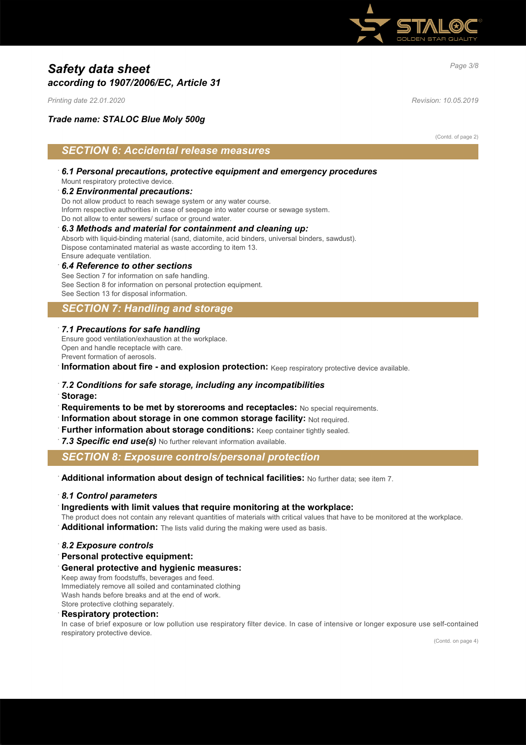(Contd. of page 2)

## SECTION 6: Accidental release measures

### 6.1 Personal precautions, protective equipment and emergency procedures

Mount respiratory protective device.

### 6.2 Environmental precautions:

Do not allow product to reach sewage system or any water course.
Inform respective authorities in case of seepage into water course or sewage system.
Do not allow to enter sewers/ surface or ground water.

### 6.3 Methods and material for containment and cleaning up:

Absorb with liquid-binding material (sand, diatomite, acid binders, universal binders, sawdust).
Dispose contaminated material as waste according to item 13.
Ensure adequate ventilation.

### 6.4 Reference to other sections

See Section 7 for information on safe handling.
See Section 8 for information on personal protection equipment.
See Section 13 for disposal information.

## SECTION 7: Handling and storage

### 7.1 Precautions for safe handling

Ensure good ventilation/exhaustion at the workplace.
Open and handle receptacle with care.
Prevent formation of aerosols.

**Information about fire - and explosion protection:** Keep respiratory protective device available.

### 7.2 Conditions for safe storage, including any incompatibilities

**Storage:**

**Requirements to be met by storerooms and receptacles:** No special requirements.

**Information about storage in one common storage facility:** Not required.

**Further information about storage conditions:** Keep container tightly sealed.

***7.3 Specific end use(s)*** No further relevant information available.

## SECTION 8: Exposure controls/personal protection

**Additional information about design of technical facilities:** No further data; see item 7.

### 8.1 Control parameters

**Ingredients with limit values that require monitoring at the workplace:**

The product does not contain any relevant quantities of materials with critical values that have to be monitored at the workplace.

**Additional information:** The lists valid during the making were used as basis.

### 8.2 Exposure controls

**Personal protective equipment:**

**General protective and hygienic measures:**

Keep away from foodstuffs, beverages and feed.
Immediately remove all soiled and contaminated clothing
Wash hands before breaks and at the end of work.
Store protective clothing separately.

**Respiratory protection:**

In case of brief exposure or low pollution use respiratory filter device. In case of intensive or longer exposure use self-contained respiratory protective device.

(Contd. on page 4)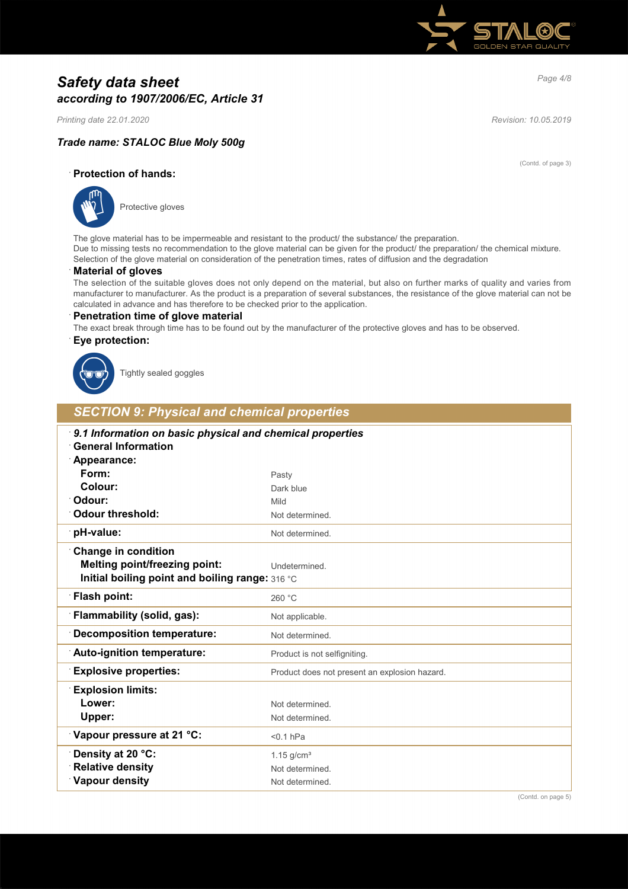# Safety data sheet
## according to 1907/2006/EC, Article 31

*Printing date 22.01.2020* *Revision: 10.05.2019*

### Trade name: STALOC Blue Moly 500g

(Contd. of page 3)

**Protection of hands:**

Protective gloves

The glove material has to be impermeable and resistant to the product/ the substance/ the preparation.
Due to missing tests no recommendation to the glove material can be given for the product/ the preparation/ the chemical mixture.
Selection of the glove material on consideration of the penetration times, rates of diffusion and the degradation

**Material of gloves**

The selection of the suitable gloves does not only depend on the material, but also on further marks of quality and varies from manufacturer to manufacturer. As the product is a preparation of several substances, the resistance of the glove material can not be calculated in advance and has therefore to be checked prior to the application.

**Penetration time of glove material**

The exact break through time has to be found out by the manufacturer of the protective gloves and has to be observed.

**Eye protection:**

Tightly sealed goggles

## SECTION 9: Physical and chemical properties

***9.1 Information on basic physical and chemical properties***

| | |
|---|---|
| **General Information** | |
| **Appearance:** | |
| **Form:** | Pasty |
| **Colour:** | Dark blue |
| **Odour:** | Mild |
| **Odour threshold:** | Not determined. |
| **pH-value:** | Not determined. |
| **Change in condition** | |
| **Melting point/freezing point:** | Undetermined. |
| **Initial boiling point and boiling range:** | 316 °C |
| **Flash point:** | 260 °C |
| **Flammability (solid, gas):** | Not applicable. |
| **Decomposition temperature:** | Not determined. |
| **Auto-ignition temperature:** | Product is not selfigniting. |
| **Explosive properties:** | Product does not present an explosion hazard. |
| **Explosion limits:** | |
| **Lower:** | Not determined. |
| **Upper:** | Not determined. |
| **Vapour pressure at 21 °C:** | <0.1 hPa |
| **Density at 20 °C:** | 1.15 g/cm³ |
| **Relative density** | Not determined. |
| **Vapour density** | Not determined. |

(Contd. on page 5)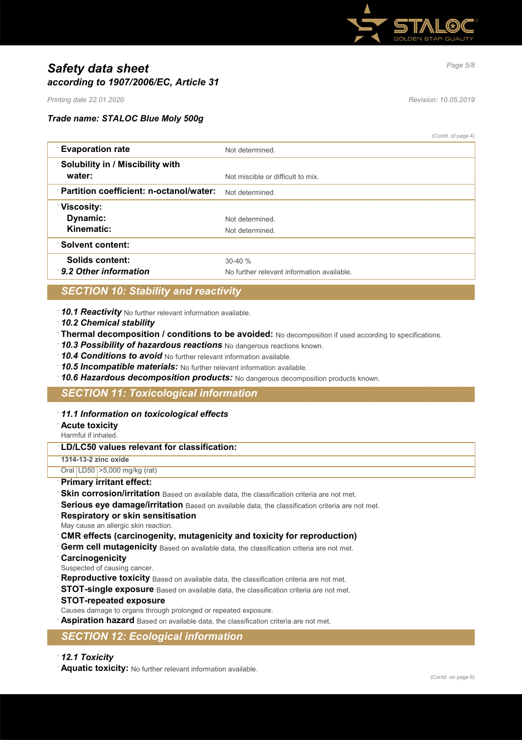(Contd. of page 4)

| Property | Value |
|---|---|
| **Evaporation rate** | Not determined. |
| **Solubility in / Miscibility with water:** | Not miscible or difficult to mix. |
| **Partition coefficient: n-octanol/water:** | Not determined. |
| **Viscosity:** | |
| **Dynamic:** | Not determined. |
| **Kinematic:** | Not determined. |
| **Solvent content:** | |
| **Solids content:** | 30-40 % |
| ***9.2 Other information*** | No further relevant information available. |

## SECTION 10: Stability and reactivity

- ***10.1 Reactivity*** No further relevant information available.
- ***10.2 Chemical stability***
- **Thermal decomposition / conditions to be avoided:** No decomposition if used according to specifications.
- ***10.3 Possibility of hazardous reactions*** No dangerous reactions known.
- ***10.4 Conditions to avoid*** No further relevant information available.
- ***10.5 Incompatible materials:*** No further relevant information available.
- ***10.6 Hazardous decomposition products:*** No dangerous decomposition products known.

## SECTION 11: Toxicological information

- ***11.1 Information on toxicological effects***
- **Acute toxicity**

Harmful if inhaled.

| **LD/LC50 values relevant for classification:** | | |
|---|---|---|
| **1314-13-2 zinc oxide** | | |
| Oral | LD50 | >5,000 mg/kg (rat) |

- **Primary irritant effect:**
- **Skin corrosion/irritation** Based on available data, the classification criteria are not met.
- **Serious eye damage/irritation** Based on available data, the classification criteria are not met.
- **Respiratory or skin sensitisation**

May cause an allergic skin reaction.
- **CMR effects (carcinogenity, mutagenicity and toxicity for reproduction)**
- **Germ cell mutagenicity** Based on available data, the classification criteria are not met.
- **Carcinogenicity**

Suspected of causing cancer.
- **Reproductive toxicity** Based on available data, the classification criteria are not met.
- **STOT-single exposure** Based on available data, the classification criteria are not met.
- **STOT-repeated exposure**

Causes damage to organs through prolonged or repeated exposure.
- **Aspiration hazard** Based on available data, the classification criteria are not met.

## SECTION 12: Ecological information

- ***12.1 Toxicity***
- **Aquatic toxicity:** No further relevant information available.

(Contd. on page 6)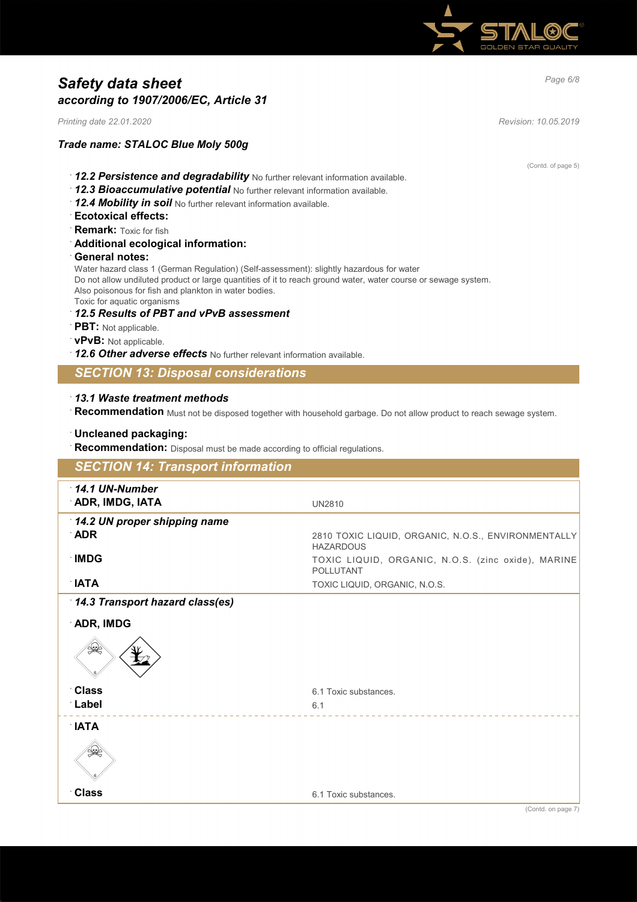# Safety data sheet
## according to 1907/2006/EC, Article 31

*Printing date 22.01.2020* *Revision: 10.05.2019*

### Trade name: STALOC Blue Moly 500g

(Contd. of page 5)

- ***12.2 Persistence and degradability*** No further relevant information available.
- ***12.3 Bioaccumulative potential*** No further relevant information available.
- ***12.4 Mobility in soil*** No further relevant information available.
- **Ecotoxical effects:**
- **Remark:** Toxic for fish
- **Additional ecological information:**
- **General notes:**
  Water hazard class 1 (German Regulation) (Self-assessment): slightly hazardous for water
  Do not allow undiluted product or large quantities of it to reach ground water, water course or sewage system.
  Also poisonous for fish and plankton in water bodies.
  Toxic for aquatic organisms
- ***12.5 Results of PBT and vPvB assessment***
- **PBT:** Not applicable.
- **vPvB:** Not applicable.
- ***12.6 Other adverse effects*** No further relevant information available.

## SECTION 13: Disposal considerations

- ***13.1 Waste treatment methods***
- **Recommendation** Must not be disposed together with household garbage. Do not allow product to reach sewage system.

- **Uncleaned packaging:**
- **Recommendation:** Disposal must be made according to official regulations.

## SECTION 14: Transport information

| | |
|---|---|
| ***14.1 UN-Number*** | |
| **ADR, IMDG, IATA** | UN2810 |
| ***14.2 UN proper shipping name*** | |
| **ADR** | 2810 TOXIC LIQUID, ORGANIC, N.O.S., ENVIRONMENTALLY HAZARDOUS |
| **IMDG** | TOXIC LIQUID, ORGANIC, N.O.S. (zinc oxide), MARINE POLLUTANT |
| **IATA** | TOXIC LIQUID, ORGANIC, N.O.S. |
| ***14.3 Transport hazard class(es)*** | |
| **ADR, IMDG** | |
| **Class** | 6.1 Toxic substances. |
| **Label** | 6.1 |
| **IATA** | |
| **Class** | 6.1 Toxic substances. |

(Contd. on page 7)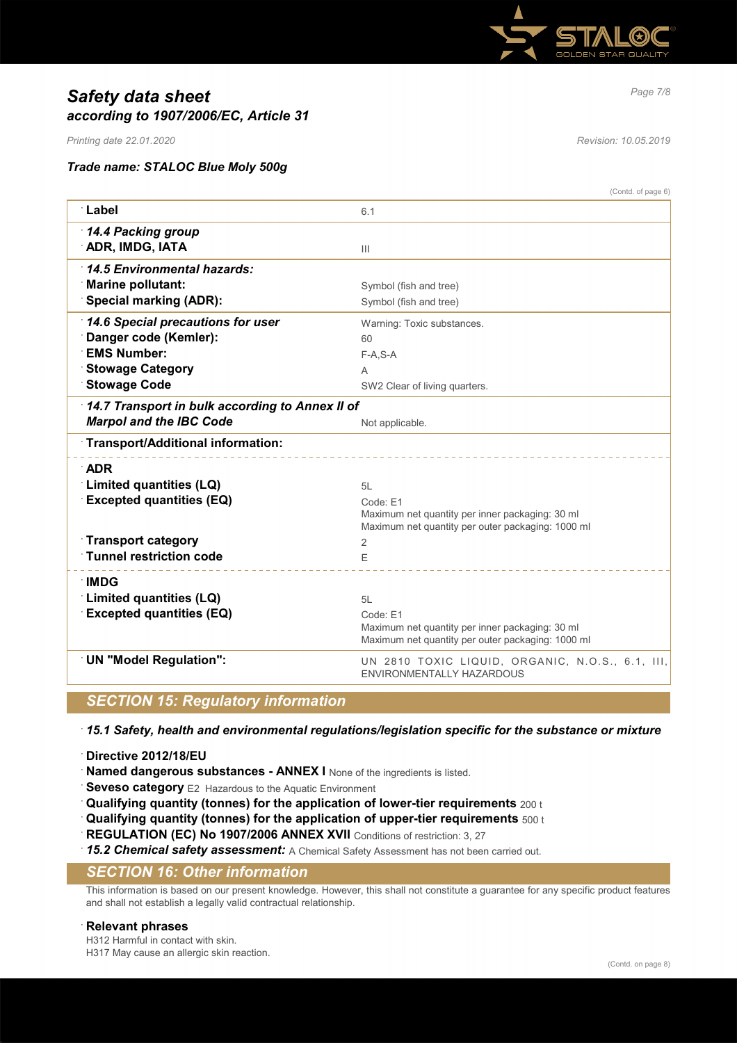(Contd. of page 6)

| | |
|---|---|
| **Label** | 6.1 |
| ***14.4 Packing group*** | |
| **ADR, IMDG, IATA** | III |
| ***14.5 Environmental hazards:*** | |
| **Marine pollutant:** | Symbol (fish and tree) |
| **Special marking (ADR):** | Symbol (fish and tree) |
| ***14.6 Special precautions for user*** | Warning: Toxic substances. |
| **Danger code (Kemler):** | 60 |
| **EMS Number:** | F-A,S-A |
| **Stowage Category** | A |
| **Stowage Code** | SW2 Clear of living quarters. |
| ***14.7 Transport in bulk according to Annex II of Marpol and the IBC Code*** | Not applicable. |
| **Transport/Additional information:** | |
| **ADR** | |
| **Limited quantities (LQ)** | 5L |
| **Excepted quantities (EQ)** | Code: E1<br>Maximum net quantity per inner packaging: 30 ml<br>Maximum net quantity per outer packaging: 1000 ml |
| **Transport category** | 2 |
| **Tunnel restriction code** | E |
| **IMDG** | |
| **Limited quantities (LQ)** | 5L |
| **Excepted quantities (EQ)** | Code: E1<br>Maximum net quantity per inner packaging: 30 ml<br>Maximum net quantity per outer packaging: 1000 ml |
| **UN "Model Regulation":** | UN 2810 TOXIC LIQUID, ORGANIC, N.O.S., 6.1, III, ENVIRONMENTALLY HAZARDOUS |

## SECTION 15: Regulatory information

***15.1 Safety, health and environmental regulations/legislation specific for the substance or mixture***

**Directive 2012/18/EU**

**Named dangerous substances - ANNEX I** None of the ingredients is listed.

**Seveso category** E2 Hazardous to the Aquatic Environment

**Qualifying quantity (tonnes) for the application of lower-tier requirements** 200 t

**Qualifying quantity (tonnes) for the application of upper-tier requirements** 500 t

**REGULATION (EC) No 1907/2006 ANNEX XVII** Conditions of restriction: 3, 27

***15.2 Chemical safety assessment:*** A Chemical Safety Assessment has not been carried out.

## SECTION 16: Other information

This information is based on our present knowledge. However, this shall not constitute a guarantee for any specific product features and shall not establish a legally valid contractual relationship.

**Relevant phrases**

H312 Harmful in contact with skin.
H317 May cause an allergic skin reaction.

(Contd. on page 8)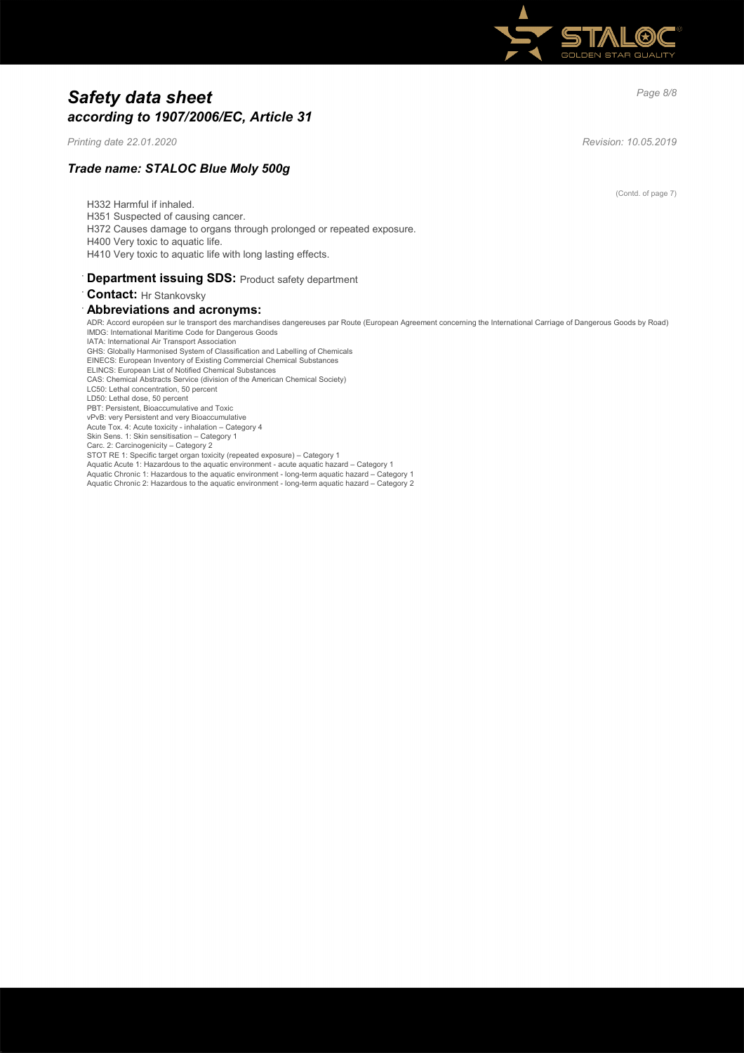(Contd. of page 7)

H332 Harmful if inhaled.
H351 Suspected of causing cancer.
H372 Causes damage to organs through prolonged or repeated exposure.
H400 Very toxic to aquatic life.
H410 Very toxic to aquatic life with long lasting effects.

· **Department issuing SDS:** Product safety department

· **Contact:** Hr Stankovsky

· **Abbreviations and acronyms:**

ADR: Accord européen sur le transport des marchandises dangereuses par Route (European Agreement concerning the International Carriage of Dangerous Goods by Road)
IMDG: International Maritime Code for Dangerous Goods
IATA: International Air Transport Association
GHS: Globally Harmonised System of Classification and Labelling of Chemicals
EINECS: European Inventory of Existing Commercial Chemical Substances
ELINCS: European List of Notified Chemical Substances
CAS: Chemical Abstracts Service (division of the American Chemical Society)
LC50: Lethal concentration, 50 percent
LD50: Lethal dose, 50 percent
PBT: Persistent, Bioaccumulative and Toxic
vPvB: very Persistent and very Bioaccumulative
Acute Tox. 4: Acute toxicity - inhalation – Category 4
Skin Sens. 1: Skin sensitisation – Category 1
Carc. 2: Carcinogenicity – Category 2
STOT RE 1: Specific target organ toxicity (repeated exposure) – Category 1
Aquatic Acute 1: Hazardous to the aquatic environment - acute aquatic hazard – Category 1
Aquatic Chronic 1: Hazardous to the aquatic environment - long-term aquatic hazard – Category 1
Aquatic Chronic 2: Hazardous to the aquatic environment - long-term aquatic hazard – Category 2